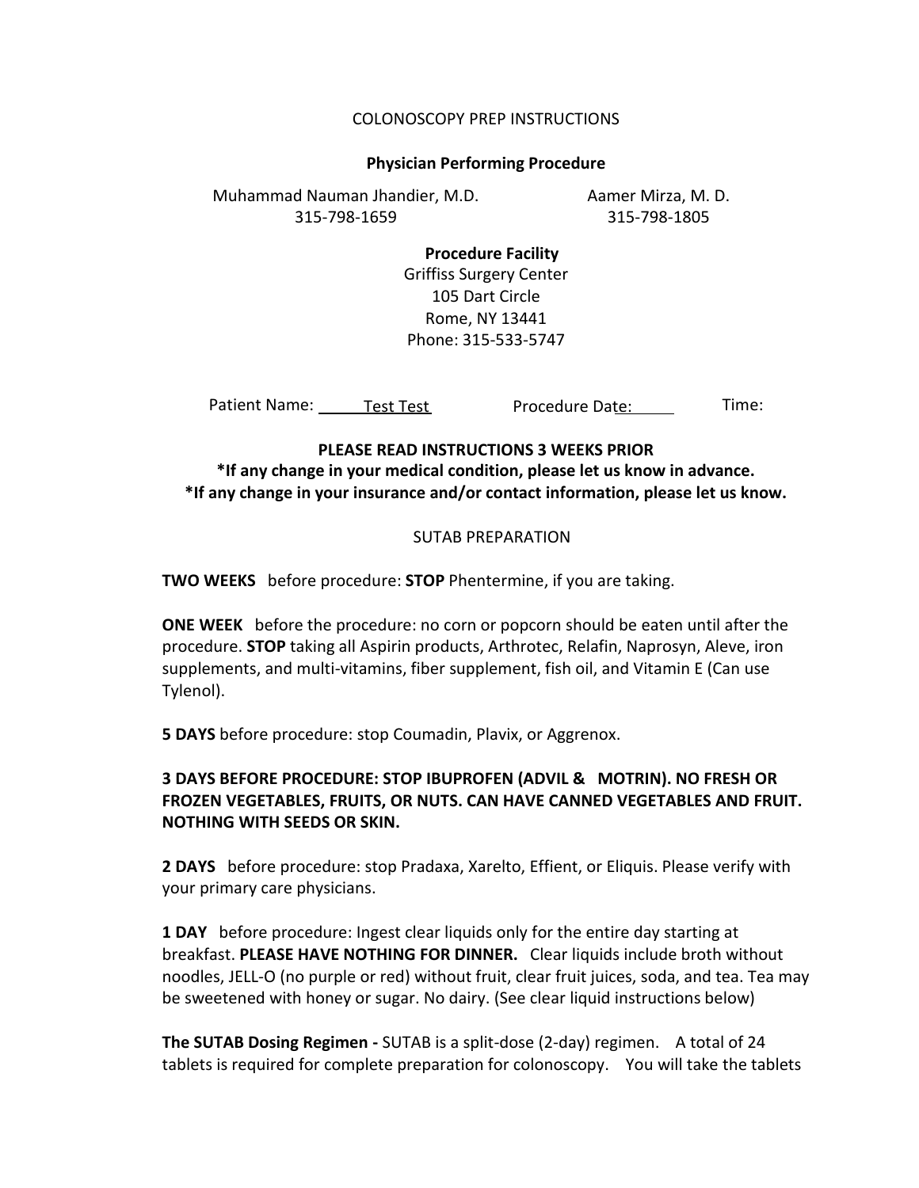# COLONOSCOPY PREP INSTRUCTIONS

**Physician Performing Procedure**

Muhammad Nauman Jhandier, M.D.
315-798-1659

Aamer Mirza, M. D.
315-798-1805

**Procedure Facility**
Griffiss Surgery Center
105 Dart Circle
Rome, NY 13441
Phone: 315-533-5747

Patient Name: Test Test     Procedure Date: \_\_\_\_\_     Time:

**PLEASE READ INSTRUCTIONS 3 WEEKS PRIOR**
**\*If any change in your medical condition, please let us know in advance.**
**\*If any change in your insurance and/or contact information, please let us know.**

## SUTAB PREPARATION

**TWO WEEKS** before procedure: **STOP** Phentermine, if you are taking.

**ONE WEEK** before the procedure: no corn or popcorn should be eaten until after the procedure. **STOP** taking all Aspirin products, Arthrotec, Relafin, Naprosyn, Aleve, iron supplements, and multi-vitamins, fiber supplement, fish oil, and Vitamin E (Can use Tylenol).

**5 DAYS** before procedure: stop Coumadin, Plavix, or Aggrenox.

**3 DAYS BEFORE PROCEDURE: STOP IBUPROFEN (ADVIL & MOTRIN). NO FRESH OR FROZEN VEGETABLES, FRUITS, OR NUTS. CAN HAVE CANNED VEGETABLES AND FRUIT. NOTHING WITH SEEDS OR SKIN.**

**2 DAYS** before procedure: stop Pradaxa, Xarelto, Effient, or Eliquis. Please verify with your primary care physicians.

**1 DAY** before procedure: Ingest clear liquids only for the entire day starting at breakfast. **PLEASE HAVE NOTHING FOR DINNER.** Clear liquids include broth without noodles, JELL-O (no purple or red) without fruit, clear fruit juices, soda, and tea. Tea may be sweetened with honey or sugar. No dairy. (See clear liquid instructions below)

**The SUTAB Dosing Regimen -** SUTAB is a split-dose (2-day) regimen. A total of 24 tablets is required for complete preparation for colonoscopy. You will take the tablets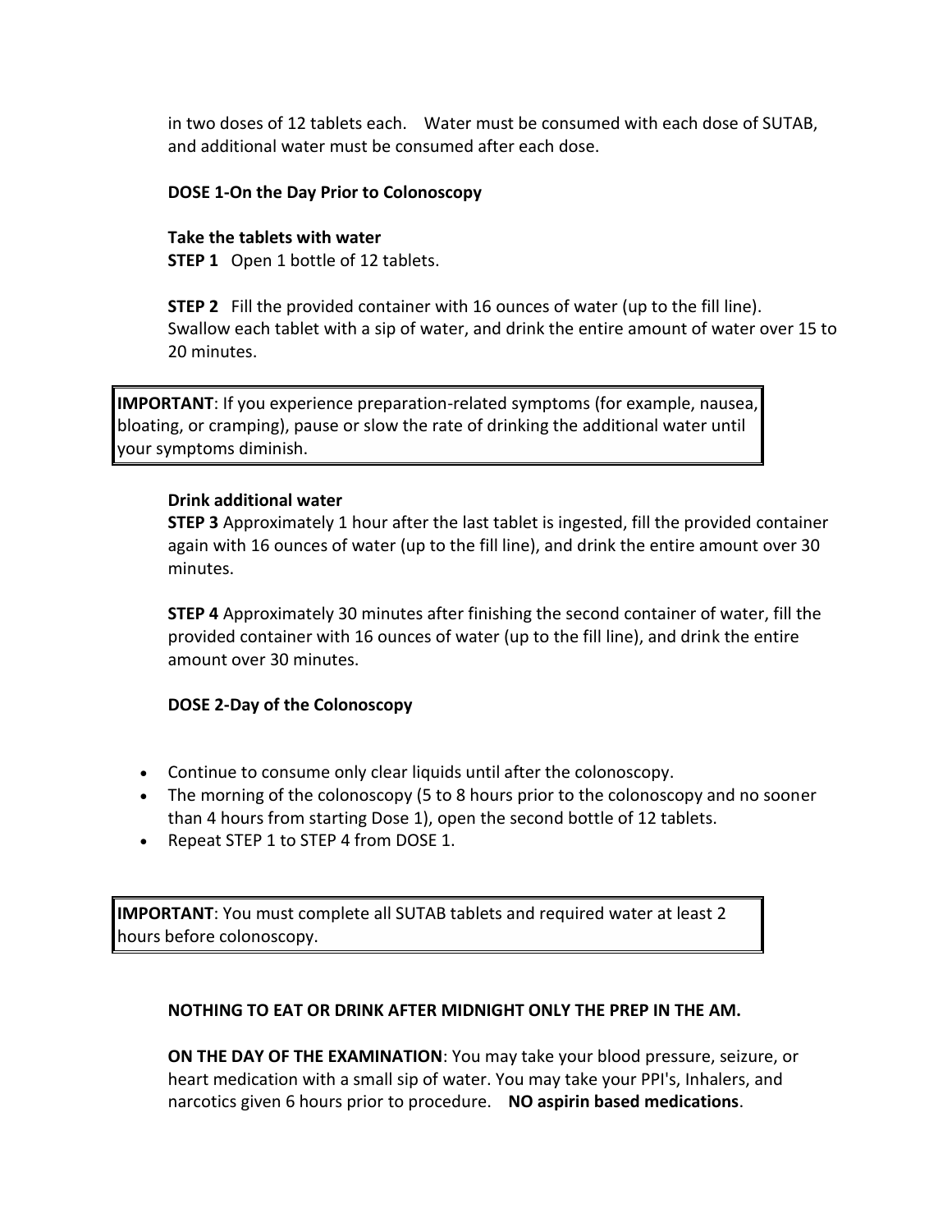in two doses of 12 tablets each. Water must be consumed with each dose of SUTAB, and additional water must be consumed after each dose.

**DOSE 1-On the Day Prior to Colonoscopy**

**Take the tablets with water**

**STEP 1** Open 1 bottle of 12 tablets.

**STEP 2** Fill the provided container with 16 ounces of water (up to the fill line). Swallow each tablet with a sip of water, and drink the entire amount of water over 15 to 20 minutes.

> **IMPORTANT**: If you experience preparation-related symptoms (for example, nausea, bloating, or cramping), pause or slow the rate of drinking the additional water until your symptoms diminish.

**Drink additional water**

**STEP 3** Approximately 1 hour after the last tablet is ingested, fill the provided container again with 16 ounces of water (up to the fill line), and drink the entire amount over 30 minutes.

**STEP 4** Approximately 30 minutes after finishing the second container of water, fill the provided container with 16 ounces of water (up to the fill line), and drink the entire amount over 30 minutes.

**DOSE 2-Day of the Colonoscopy**

- Continue to consume only clear liquids until after the colonoscopy.
- The morning of the colonoscopy (5 to 8 hours prior to the colonoscopy and no sooner than 4 hours from starting Dose 1), open the second bottle of 12 tablets.
- Repeat STEP 1 to STEP 4 from DOSE 1.

> **IMPORTANT**: You must complete all SUTAB tablets and required water at least 2 hours before colonoscopy.

**NOTHING TO EAT OR DRINK AFTER MIDNIGHT ONLY THE PREP IN THE AM.**

**ON THE DAY OF THE EXAMINATION**: You may take your blood pressure, seizure, or heart medication with a small sip of water. You may take your PPI's, Inhalers, and narcotics given 6 hours prior to procedure. **NO aspirin based medications**.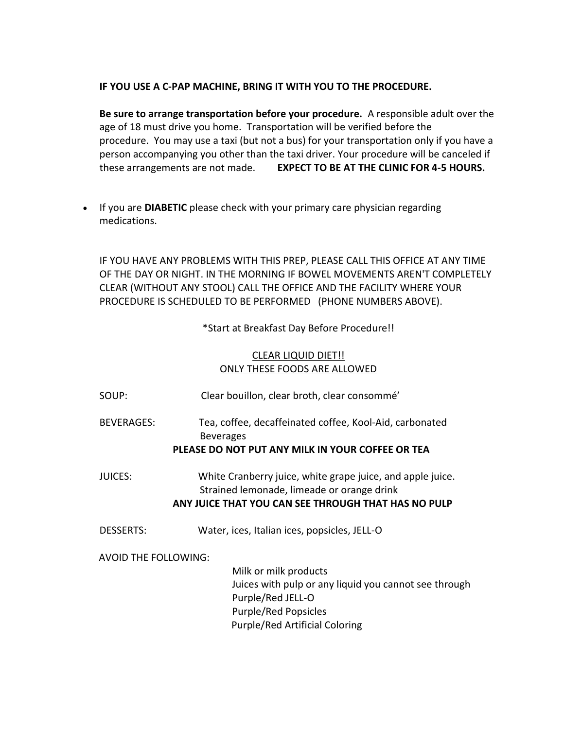**IF YOU USE A C-PAP MACHINE, BRING IT WITH YOU TO THE PROCEDURE.**

**Be sure to arrange transportation before your procedure.** A responsible adult over the age of 18 must drive you home. Transportation will be verified before the procedure. You may use a taxi (but not a bus) for your transportation only if you have a person accompanying you other than the taxi driver. Your procedure will be canceled if these arrangements are not made. **EXPECT TO BE AT THE CLINIC FOR 4-5 HOURS.**

- If you are **DIABETIC** please check with your primary care physician regarding medications.

IF YOU HAVE ANY PROBLEMS WITH THIS PREP, PLEASE CALL THIS OFFICE AT ANY TIME OF THE DAY OR NIGHT. IN THE MORNING IF BOWEL MOVEMENTS AREN'T COMPLETELY CLEAR (WITHOUT ANY STOOL) CALL THE OFFICE AND THE FACILITY WHERE YOUR PROCEDURE IS SCHEDULED TO BE PERFORMED (PHONE NUMBERS ABOVE).

*Start at Breakfast Day Before Procedure!!

<u>CLEAR LIQUID DIET!!</u>
<u>ONLY THESE FOODS ARE ALLOWED</u>

SOUP: Clear bouillon, clear broth, clear consommé'

BEVERAGES: Tea, coffee, decaffeinated coffee, Kool-Aid, carbonated Beverages

**PLEASE DO NOT PUT ANY MILK IN YOUR COFFEE OR TEA**

JUICES: White Cranberry juice, white grape juice, and apple juice. Strained lemonade, limeade or orange drink

**ANY JUICE THAT YOU CAN SEE THROUGH THAT HAS NO PULP**

DESSERTS: Water, ices, Italian ices, popsicles, JELL-O

AVOID THE FOLLOWING:

- Milk or milk products
- Juices with pulp or any liquid you cannot see through
- Purple/Red JELL-O
- Purple/Red Popsicles
- Purple/Red Artificial Coloring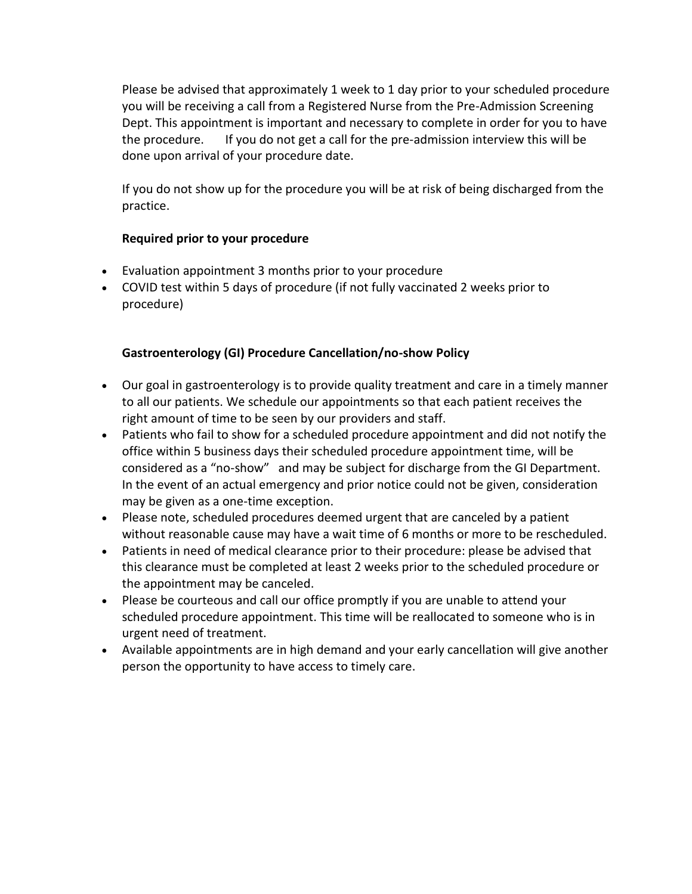Please be advised that approximately 1 week to 1 day prior to your scheduled procedure you will be receiving a call from a Registered Nurse from the Pre-Admission Screening Dept. This appointment is important and necessary to complete in order for you to have the procedure. If you do not get a call for the pre-admission interview this will be done upon arrival of your procedure date.

If you do not show up for the procedure you will be at risk of being discharged from the practice.

**Required prior to your procedure**

- Evaluation appointment 3 months prior to your procedure
- COVID test within 5 days of procedure (if not fully vaccinated 2 weeks prior to procedure)

**Gastroenterology (GI) Procedure Cancellation/no-show Policy**

- Our goal in gastroenterology is to provide quality treatment and care in a timely manner to all our patients. We schedule our appointments so that each patient receives the right amount of time to be seen by our providers and staff.
- Patients who fail to show for a scheduled procedure appointment and did not notify the office within 5 business days their scheduled procedure appointment time, will be considered as a "no-show" and may be subject for discharge from the GI Department. In the event of an actual emergency and prior notice could not be given, consideration may be given as a one-time exception.
- Please note, scheduled procedures deemed urgent that are canceled by a patient without reasonable cause may have a wait time of 6 months or more to be rescheduled.
- Patients in need of medical clearance prior to their procedure: please be advised that this clearance must be completed at least 2 weeks prior to the scheduled procedure or the appointment may be canceled.
- Please be courteous and call our office promptly if you are unable to attend your scheduled procedure appointment. This time will be reallocated to someone who is in urgent need of treatment.
- Available appointments are in high demand and your early cancellation will give another person the opportunity to have access to timely care.